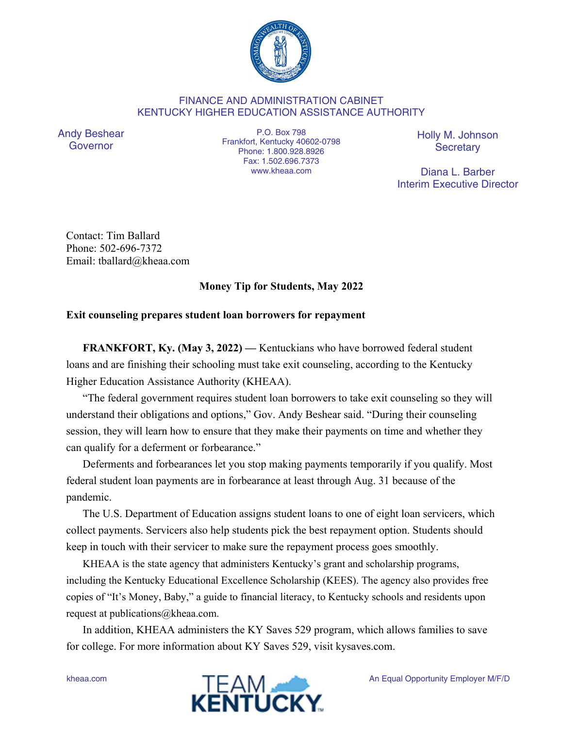FINANCE AND ADMINISTRATION CABINET
KENTUCKY HIGHER EDUCATION ASSISTANCE AUTHORITY

Andy Beshear
Governor

P.O. Box 798
Frankfort, Kentucky 40602-0798
Phone: 1.800.928.8926
Fax: 1.502.696.7373
www.kheaa.com

Holly M. Johnson
Secretary

Diana L. Barber
Interim Executive Director

Contact: Tim Ballard
Phone: 502-696-7372
Email: tballard@kheaa.com

**Money Tip for Students, May 2022**

**Exit counseling prepares student loan borrowers for repayment**

**FRANKFORT, Ky. (May 3, 2022) —** Kentuckians who have borrowed federal student loans and are finishing their schooling must take exit counseling, according to the Kentucky Higher Education Assistance Authority (KHEAA).

"The federal government requires student loan borrowers to take exit counseling so they will understand their obligations and options," Gov. Andy Beshear said. "During their counseling session, they will learn how to ensure that they make their payments on time and whether they can qualify for a deferment or forbearance."

Deferments and forbearances let you stop making payments temporarily if you qualify. Most federal student loan payments are in forbearance at least through Aug. 31 because of the pandemic.

The U.S. Department of Education assigns student loans to one of eight loan servicers, which collect payments. Servicers also help students pick the best repayment option. Students should keep in touch with their servicer to make sure the repayment process goes smoothly.

KHEAA is the state agency that administers Kentucky's grant and scholarship programs, including the Kentucky Educational Excellence Scholarship (KEES). The agency also provides free copies of "It's Money, Baby," a guide to financial literacy, to Kentucky schools and residents upon request at publications@kheaa.com.

In addition, KHEAA administers the KY Saves 529 program, which allows families to save for college. For more information about KY Saves 529, visit kysaves.com.

kheaa.com

An Equal Opportunity Employer M/F/D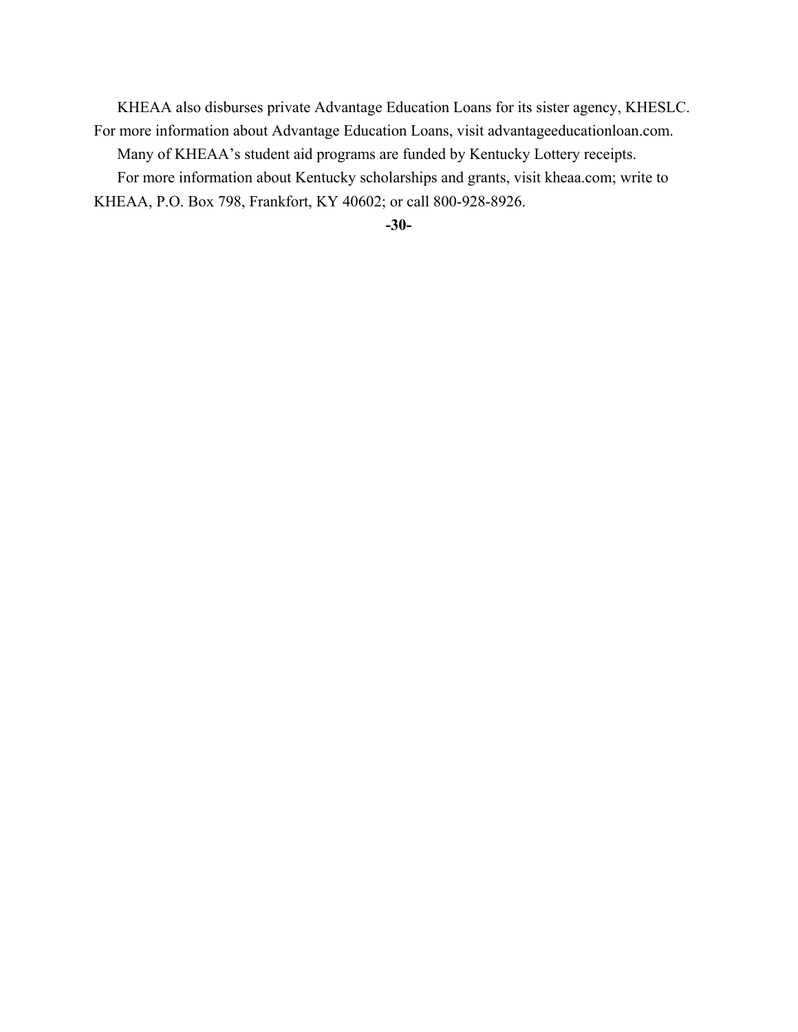KHEAA also disburses private Advantage Education Loans for its sister agency, KHESLC. For more information about Advantage Education Loans, visit advantageeducationloan.com.

Many of KHEAA's student aid programs are funded by Kentucky Lottery receipts.

For more information about Kentucky scholarships and grants, visit kheaa.com; write to KHEAA, P.O. Box 798, Frankfort, KY 40602; or call 800-928-8926.

**-30-**